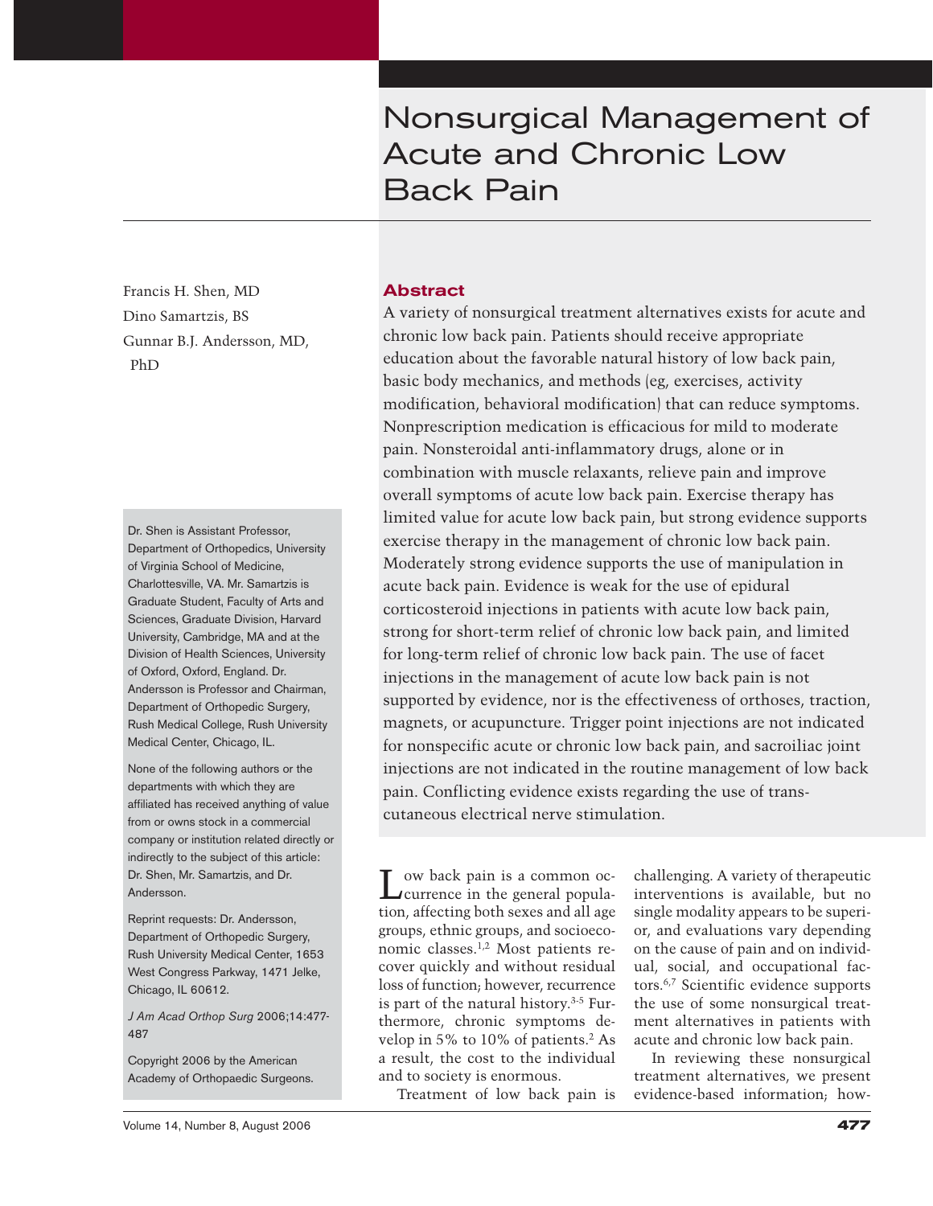# Nonsurgical Management of Acute and Chronic Low Back Pain

Francis H. Shen, MD
Dino Samartzis, BS
Gunnar B.J. Andersson, MD, PhD

## Abstract

A variety of nonsurgical treatment alternatives exists for acute and chronic low back pain. Patients should receive appropriate education about the favorable natural history of low back pain, basic body mechanics, and methods (eg, exercises, activity modification, behavioral modification) that can reduce symptoms. Nonprescription medication is efficacious for mild to moderate pain. Nonsteroidal anti-inflammatory drugs, alone or in combination with muscle relaxants, relieve pain and improve overall symptoms of acute low back pain. Exercise therapy has limited value for acute low back pain, but strong evidence supports exercise therapy in the management of chronic low back pain. Moderately strong evidence supports the use of manipulation in acute back pain. Evidence is weak for the use of epidural corticosteroid injections in patients with acute low back pain, strong for short-term relief of chronic low back pain, and limited for long-term relief of chronic low back pain. The use of facet injections in the management of acute low back pain is not supported by evidence, nor is the effectiveness of orthoses, traction, magnets, or acupuncture. Trigger point injections are not indicated for nonspecific acute or chronic low back pain, and sacroiliac joint injections are not indicated in the routine management of low back pain. Conflicting evidence exists regarding the use of transcutaneous electrical nerve stimulation.

Dr. Shen is Assistant Professor, Department of Orthopedics, University of Virginia School of Medicine, Charlottesville, VA. Mr. Samartzis is Graduate Student, Faculty of Arts and Sciences, Graduate Division, Harvard University, Cambridge, MA and at the Division of Health Sciences, University of Oxford, Oxford, England. Dr. Andersson is Professor and Chairman, Department of Orthopedic Surgery, Rush Medical College, Rush University Medical Center, Chicago, IL.

None of the following authors or the departments with which they are affiliated has received anything of value from or owns stock in a commercial company or institution related directly or indirectly to the subject of this article: Dr. Shen, Mr. Samartzis, and Dr. Andersson.

Reprint requests: Dr. Andersson, Department of Orthopedic Surgery, Rush University Medical Center, 1653 West Congress Parkway, 1471 Jelke, Chicago, IL 60612.

*J Am Acad Orthop Surg* 2006;14:477-487

Copyright 2006 by the American Academy of Orthopaedic Surgeons.

Low back pain is a common occurrence in the general population, affecting both sexes and all age groups, ethnic groups, and socioeconomic classes.[1,2] Most patients recover quickly and without residual loss of function; however, recurrence is part of the natural history.[3-5] Furthermore, chronic symptoms develop in 5% to 10% of patients.[2] As a result, the cost to the individual and to society is enormous.

Treatment of low back pain is challenging. A variety of therapeutic interventions is available, but no single modality appears to be superior, and evaluations vary depending on the cause of pain and on individual, social, and occupational factors.[6,7] Scientific evidence supports the use of some nonsurgical treatment alternatives in patients with acute and chronic low back pain.

In reviewing these nonsurgical treatment alternatives, we present evidence-based information; how-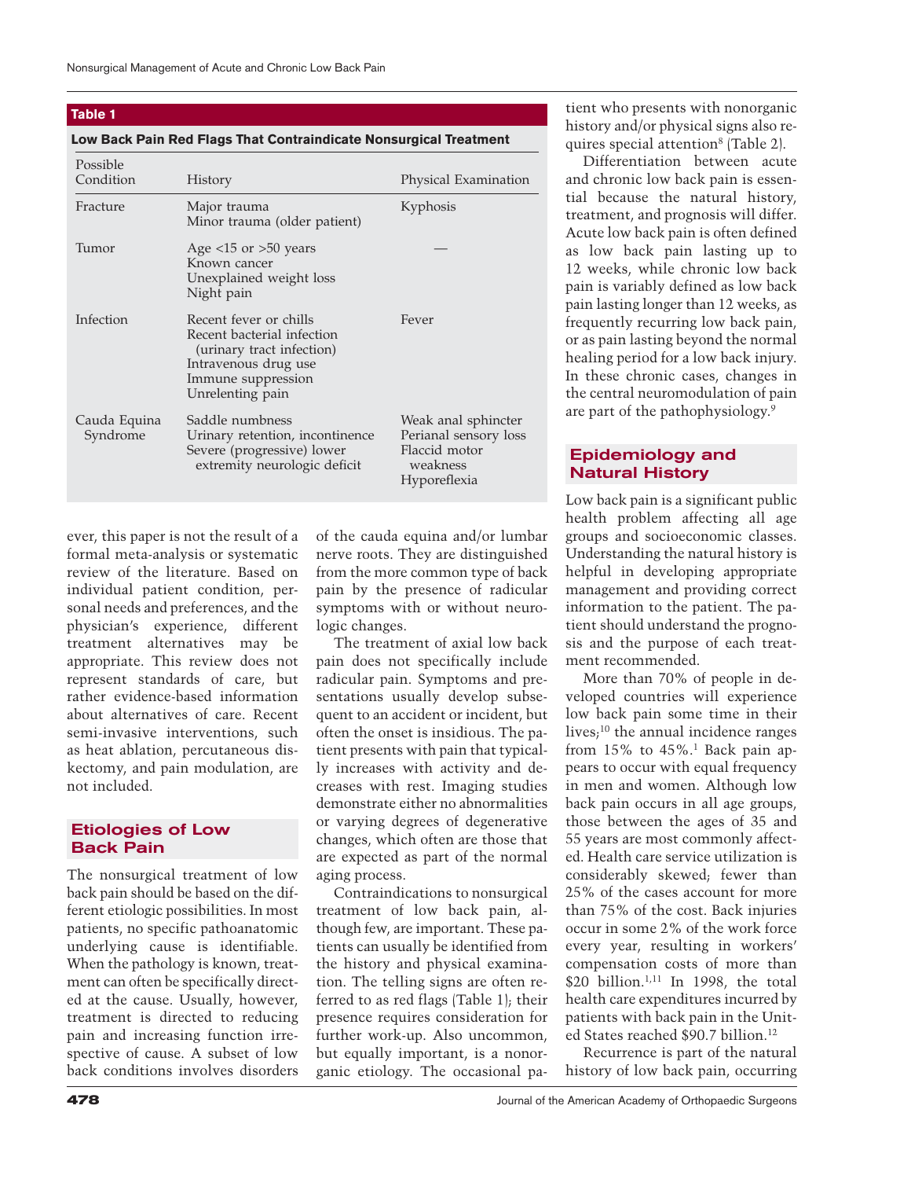**Table 1**

**Low Back Pain Red Flags That Contraindicate Nonsurgical Treatment**

| Possible Condition | History | Physical Examination |
|---|---|---|
| Fracture | Major trauma<br>Minor trauma (older patient) | Kyphosis |
| Tumor | Age <15 or >50 years<br>Known cancer<br>Unexplained weight loss<br>Night pain | — |
| Infection | Recent fever or chills<br>Recent bacterial infection (urinary tract infection)<br>Intravenous drug use<br>Immune suppression<br>Unrelenting pain | Fever |
| Cauda Equina Syndrome | Saddle numbness<br>Urinary retention, incontinence<br>Severe (progressive) lower extremity neurologic deficit | Weak anal sphincter<br>Perianal sensory loss<br>Flaccid motor weakness<br>Hyporeflexia |

ever, this paper is not the result of a formal meta-analysis or systematic review of the literature. Based on individual patient condition, personal needs and preferences, and the physician's experience, different treatment alternatives may be appropriate. This review does not represent standards of care, but rather evidence-based information about alternatives of care. Recent semi-invasive interventions, such as heat ablation, percutaneous diskectomy, and pain modulation, are not included.

## Etiologies of Low Back Pain

The nonsurgical treatment of low back pain should be based on the different etiologic possibilities. In most patients, no specific pathoanatomic underlying cause is identifiable. When the pathology is known, treatment can often be specifically directed at the cause. Usually, however, treatment is directed to reducing pain and increasing function irrespective of cause. A subset of low back conditions involves disorders of the cauda equina and/or lumbar nerve roots. They are distinguished from the more common type of back pain by the presence of radicular symptoms with or without neurologic changes.

The treatment of axial low back pain does not specifically include radicular pain. Symptoms and presentations usually develop subsequent to an accident or incident, but often the onset is insidious. The patient presents with pain that typically increases with activity and decreases with rest. Imaging studies demonstrate either no abnormalities or varying degrees of degenerative changes, which often are those that are expected as part of the normal aging process.

Contraindications to nonsurgical treatment of low back pain, although few, are important. These patients can usually be identified from the history and physical examination. The telling signs are often referred to as red flags (Table 1); their presence requires consideration for further work-up. Also uncommon, but equally important, is a nonorganic etiology. The occasional patient who presents with nonorganic history and/or physical signs also requires special attention[8] (Table 2).

Differentiation between acute and chronic low back pain is essential because the natural history, treatment, and prognosis will differ. Acute low back pain is often defined as low back pain lasting up to 12 weeks, while chronic low back pain is variably defined as low back pain lasting longer than 12 weeks, as frequently recurring low back pain, or as pain lasting beyond the normal healing period for a low back injury. In these chronic cases, changes in the central neuromodulation of pain are part of the pathophysiology.[9]

## Epidemiology and Natural History

Low back pain is a significant public health problem affecting all age groups and socioeconomic classes. Understanding the natural history is helpful in developing appropriate management and providing correct information to the patient. The patient should understand the prognosis and the purpose of each treatment recommended.

More than 70% of people in developed countries will experience low back pain some time in their lives;[10] the annual incidence ranges from 15% to 45%.[1] Back pain appears to occur with equal frequency in men and women. Although low back pain occurs in all age groups, those between the ages of 35 and 55 years are most commonly affected. Health care service utilization is considerably skewed; fewer than 25% of the cases account for more than 75% of the cost. Back injuries occur in some 2% of the work force every year, resulting in workers' compensation costs of more than $20 billion.[1,11] In 1998, the total health care expenditures incurred by patients with back pain in the United States reached $90.7 billion.[12]

Recurrence is part of the natural history of low back pain, occurring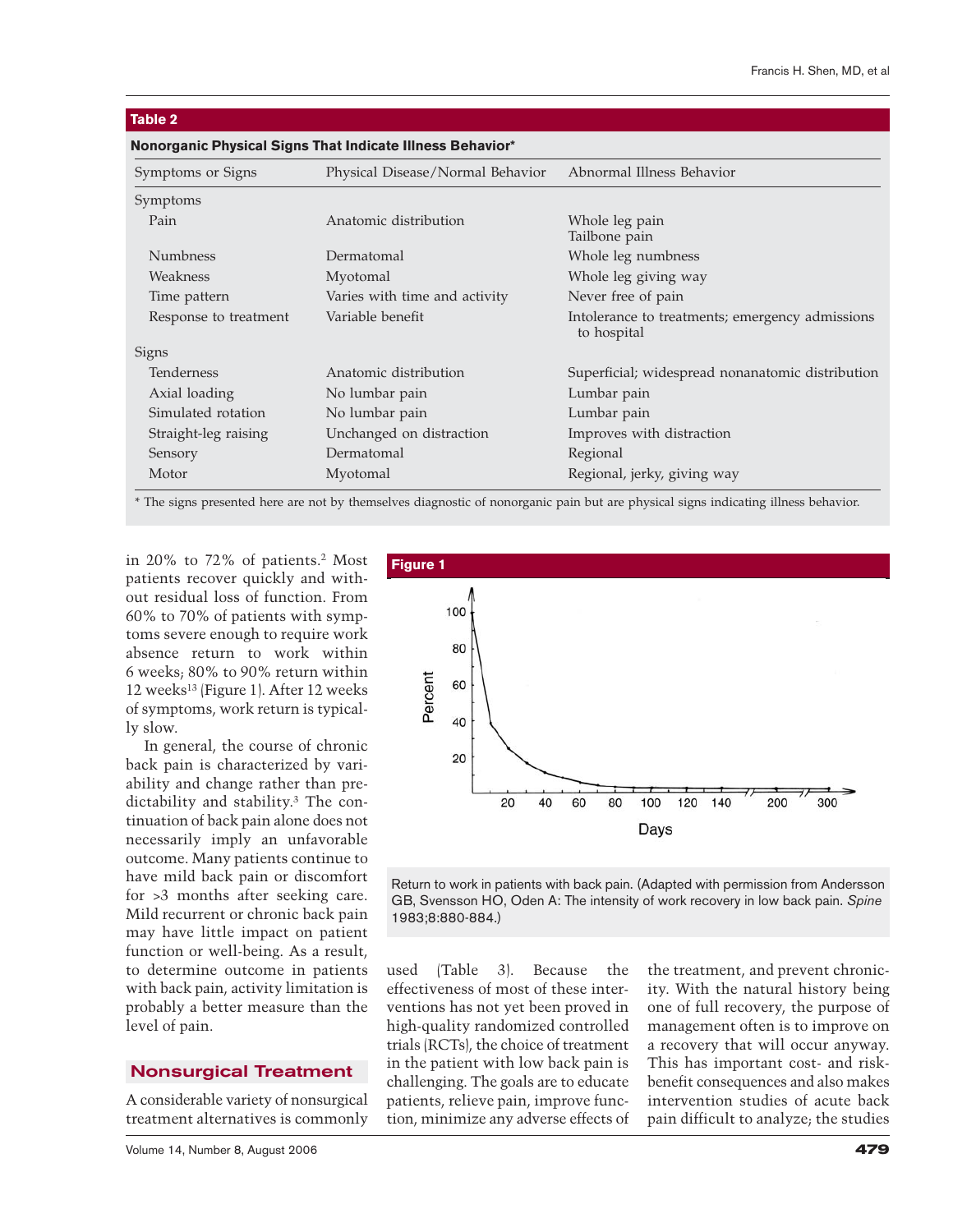**Table 2**

**Nonorganic Physical Signs That Indicate Illness Behavior***

| Symptoms or Signs | Physical Disease/Normal Behavior | Abnormal Illness Behavior |
|---|---|---|
| Symptoms | | |
| Pain | Anatomic distribution | Whole leg pain<br>Tailbone pain |
| Numbness | Dermatomal | Whole leg numbness |
| Weakness | Myotomal | Whole leg giving way |
| Time pattern | Varies with time and activity | Never free of pain |
| Response to treatment | Variable benefit | Intolerance to treatments; emergency admissions to hospital |
| Signs | | |
| Tenderness | Anatomic distribution | Superficial; widespread nonanatomic distribution |
| Axial loading | No lumbar pain | Lumbar pain |
| Simulated rotation | No lumbar pain | Lumbar pain |
| Straight-leg raising | Unchanged on distraction | Improves with distraction |
| Sensory | Dermatomal | Regional |
| Motor | Myotomal | Regional, jerky, giving way |

* The signs presented here are not by themselves diagnostic of nonorganic pain but are physical signs indicating illness behavior.

in 20% to 72% of patients.[2] Most patients recover quickly and without residual loss of function. From 60% to 70% of patients with symptoms severe enough to require work absence return to work within 6 weeks; 80% to 90% return within 12 weeks[13] (Figure 1). After 12 weeks of symptoms, work return is typically slow.

In general, the course of chronic back pain is characterized by variability and change rather than predictability and stability.[3] The continuation of back pain alone does not necessarily imply an unfavorable outcome. Many patients continue to have mild back pain or discomfort for >3 months after seeking care. Mild recurrent or chronic back pain may have little impact on patient function or well-being. As a result, to determine outcome in patients with back pain, activity limitation is probably a better measure than the level of pain.

**Figure 1**

Return to work in patients with back pain. (Adapted with permission from Andersson GB, Svensson HO, Oden A: The intensity of work recovery in low back pain. *Spine* 1983;8:880-884.)

## Nonsurgical Treatment

A considerable variety of nonsurgical treatment alternatives is commonly used (Table 3). Because the effectiveness of most of these interventions has not yet been proved in high-quality randomized controlled trials (RCTs), the choice of treatment in the patient with low back pain is challenging. The goals are to educate patients, relieve pain, improve function, minimize any adverse effects of the treatment, and prevent chronicity. With the natural history being one of full recovery, the purpose of management often is to improve on a recovery that will occur anyway. This has important cost- and risk-benefit consequences and also makes intervention studies of acute back pain difficult to analyze; the studies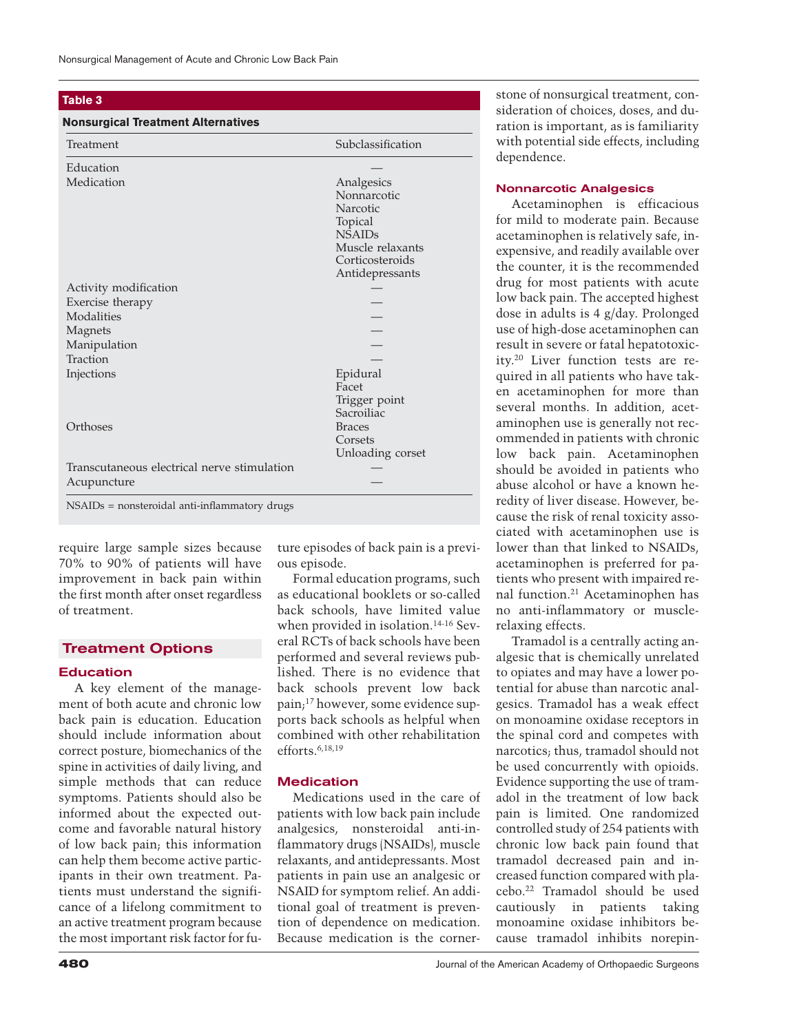**Table 3**

**Nonsurgical Treatment Alternatives**

| Treatment | Subclassification |
| --- | --- |
| Education | — |
| Medication | Analgesics |
| | Nonnarcotic |
| | Narcotic |
| | Topical |
| | NSAIDs |
| | Muscle relaxants |
| | Corticosteroids |
| | Antidepressants |
| Activity modification | — |
| Exercise therapy | — |
| Modalities | — |
| Magnets | — |
| Manipulation | — |
| Traction | — |
| Injections | Epidural |
| | Facet |
| | Trigger point |
| | Sacroiliac |
| Orthoses | Braces |
| | Corsets |
| | Unloading corset |
| Transcutaneous electrical nerve stimulation | — |
| Acupuncture | — |

NSAIDs = nonsteroidal anti-inflammatory drugs

require large sample sizes because 70% to 90% of patients will have improvement in back pain within the first month after onset regardless of treatment.

## Treatment Options

### Education

A key element of the management of both acute and chronic low back pain is education. Education should include information about correct posture, biomechanics of the spine in activities of daily living, and simple methods that can reduce symptoms. Patients should also be informed about the expected outcome and favorable natural history of low back pain; this information can help them become active participants in their own treatment. Patients must understand the significance of a lifelong commitment to an active treatment program because the most important risk factor for future episodes of back pain is a previous episode.

Formal education programs, such as educational booklets or so-called back schools, have limited value when provided in isolation.[14-16] Several RCTs of back schools have been performed and several reviews published. There is no evidence that back schools prevent low back pain;[17] however, some evidence supports back schools as helpful when combined with other rehabilitation efforts.[6,18,19]

### Medication

Medications used in the care of patients with low back pain include analgesics, nonsteroidal anti-inflammatory drugs (NSAIDs), muscle relaxants, and antidepressants. Most patients in pain use an analgesic or NSAID for symptom relief. An additional goal of treatment is prevention of dependence on medication. Because medication is the cornerstone of nonsurgical treatment, consideration of choices, doses, and duration is important, as is familiarity with potential side effects, including dependence.

### Nonnarcotic Analgesics

Acetaminophen is efficacious for mild to moderate pain. Because acetaminophen is relatively safe, inexpensive, and readily available over the counter, it is the recommended drug for most patients with acute low back pain. The accepted highest dose in adults is 4 g/day. Prolonged use of high-dose acetaminophen can result in severe or fatal hepatotoxicity.[20] Liver function tests are required in all patients who have taken acetaminophen for more than several months. In addition, acetaminophen use is generally not recommended in patients with chronic low back pain. Acetaminophen should be avoided in patients who abuse alcohol or have a known heredity of liver disease. However, because the risk of renal toxicity associated with acetaminophen use is lower than that linked to NSAIDs, acetaminophen is preferred for patients who present with impaired renal function.[21] Acetaminophen has no anti-inflammatory or muscle-relaxing effects.

Tramadol is a centrally acting analgesic that is chemically unrelated to opiates and may have a lower potential for abuse than narcotic analgesics. Tramadol has a weak effect on monoamine oxidase receptors in the spinal cord and competes with narcotics; thus, tramadol should not be used concurrently with opioids. Evidence supporting the use of tramadol in the treatment of low back pain is limited. One randomized controlled study of 254 patients with chronic low back pain found that tramadol decreased pain and increased function compared with placebo.[22] Tramadol should be used cautiously in patients taking monoamine oxidase inhibitors because tramadol inhibits norepin-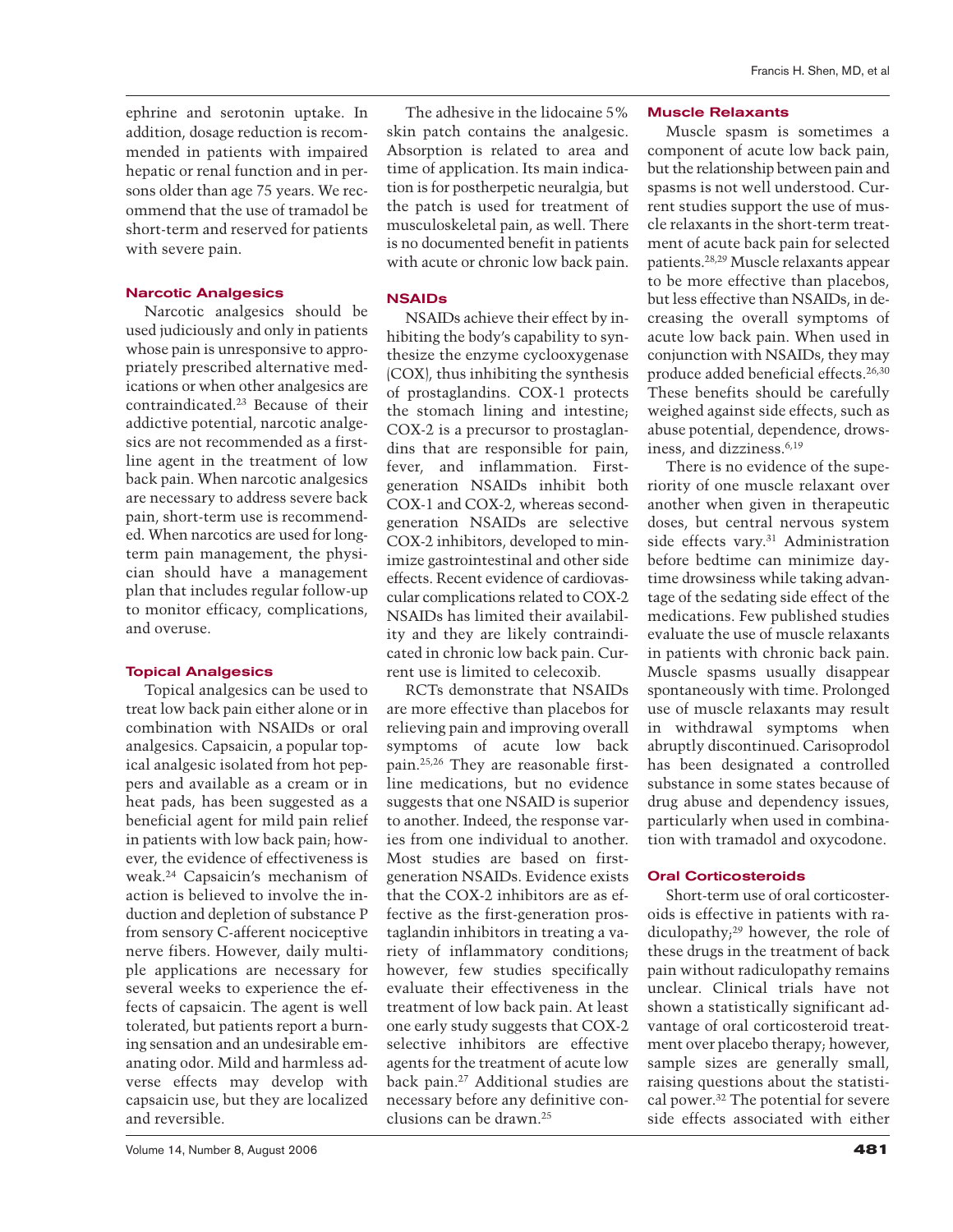ephrine and serotonin uptake. In addition, dosage reduction is recommended in patients with impaired hepatic or renal function and in persons older than age 75 years. We recommend that the use of tramadol be short-term and reserved for patients with severe pain.

### Narcotic Analgesics

Narcotic analgesics should be used judiciously and only in patients whose pain is unresponsive to appropriately prescribed alternative medications or when other analgesics are contraindicated.[23] Because of their addictive potential, narcotic analgesics are not recommended as a first-line agent in the treatment of low back pain. When narcotic analgesics are necessary to address severe back pain, short-term use is recommended. When narcotics are used for long-term pain management, the physician should have a management plan that includes regular follow-up to monitor efficacy, complications, and overuse.

### Topical Analgesics

Topical analgesics can be used to treat low back pain either alone or in combination with NSAIDs or oral analgesics. Capsaicin, a popular topical analgesic isolated from hot peppers and available as a cream or in heat pads, has been suggested as a beneficial agent for mild pain relief in patients with low back pain; however, the evidence of effectiveness is weak.[24] Capsaicin's mechanism of action is believed to involve the induction and depletion of substance P from sensory C-afferent nociceptive nerve fibers. However, daily multiple applications are necessary for several weeks to experience the effects of capsaicin. The agent is well tolerated, but patients report a burning sensation and an undesirable emanating odor. Mild and harmless adverse effects may develop with capsaicin use, but they are localized and reversible.

The adhesive in the lidocaine 5% skin patch contains the analgesic. Absorption is related to area and time of application. Its main indication is for postherpetic neuralgia, but the patch is used for treatment of musculoskeletal pain, as well. There is no documented benefit in patients with acute or chronic low back pain.

### NSAIDs

NSAIDs achieve their effect by inhibiting the body's capability to synthesize the enzyme cyclooxygenase (COX), thus inhibiting the synthesis of prostaglandins. COX-1 protects the stomach lining and intestine; COX-2 is a precursor to prostaglandins that are responsible for pain, fever, and inflammation. First-generation NSAIDs inhibit both COX-1 and COX-2, whereas second-generation NSAIDs are selective COX-2 inhibitors, developed to minimize gastrointestinal and other side effects. Recent evidence of cardiovascular complications related to COX-2 NSAIDs has limited their availability and they are likely contraindicated in chronic low back pain. Current use is limited to celecoxib.

RCTs demonstrate that NSAIDs are more effective than placebos for relieving pain and improving overall symptoms of acute low back pain.[25,26] They are reasonable first-line medications, but no evidence suggests that one NSAID is superior to another. Indeed, the response varies from one individual to another. Most studies are based on first-generation NSAIDs. Evidence exists that the COX-2 inhibitors are as effective as the first-generation prostaglandin inhibitors in treating a variety of inflammatory conditions; however, few studies specifically evaluate their effectiveness in the treatment of low back pain. At least one early study suggests that COX-2 selective inhibitors are effective agents for the treatment of acute low back pain.[27] Additional studies are necessary before any definitive conclusions can be drawn.[25]

### Muscle Relaxants

Muscle spasm is sometimes a component of acute low back pain, but the relationship between pain and spasms is not well understood. Current studies support the use of muscle relaxants in the short-term treatment of acute back pain for selected patients.[28,29] Muscle relaxants appear to be more effective than placebos, but less effective than NSAIDs, in decreasing the overall symptoms of acute low back pain. When used in conjunction with NSAIDs, they may produce added beneficial effects.[26,30] These benefits should be carefully weighed against side effects, such as abuse potential, dependence, drowsiness, and dizziness.[6,19]

There is no evidence of the superiority of one muscle relaxant over another when given in therapeutic doses, but central nervous system side effects vary.[31] Administration before bedtime can minimize daytime drowsiness while taking advantage of the sedating side effect of the medications. Few published studies evaluate the use of muscle relaxants in patients with chronic back pain. Muscle spasms usually disappear spontaneously with time. Prolonged use of muscle relaxants may result in withdrawal symptoms when abruptly discontinued. Carisoprodol has been designated a controlled substance in some states because of drug abuse and dependency issues, particularly when used in combination with tramadol and oxycodone.

### Oral Corticosteroids

Short-term use of oral corticosteroids is effective in patients with radiculopathy;[29] however, the role of these drugs in the treatment of back pain without radiculopathy remains unclear. Clinical trials have not shown a statistically significant advantage of oral corticosteroid treatment over placebo therapy; however, sample sizes are generally small, raising questions about the statistical power.[32] The potential for severe side effects associated with either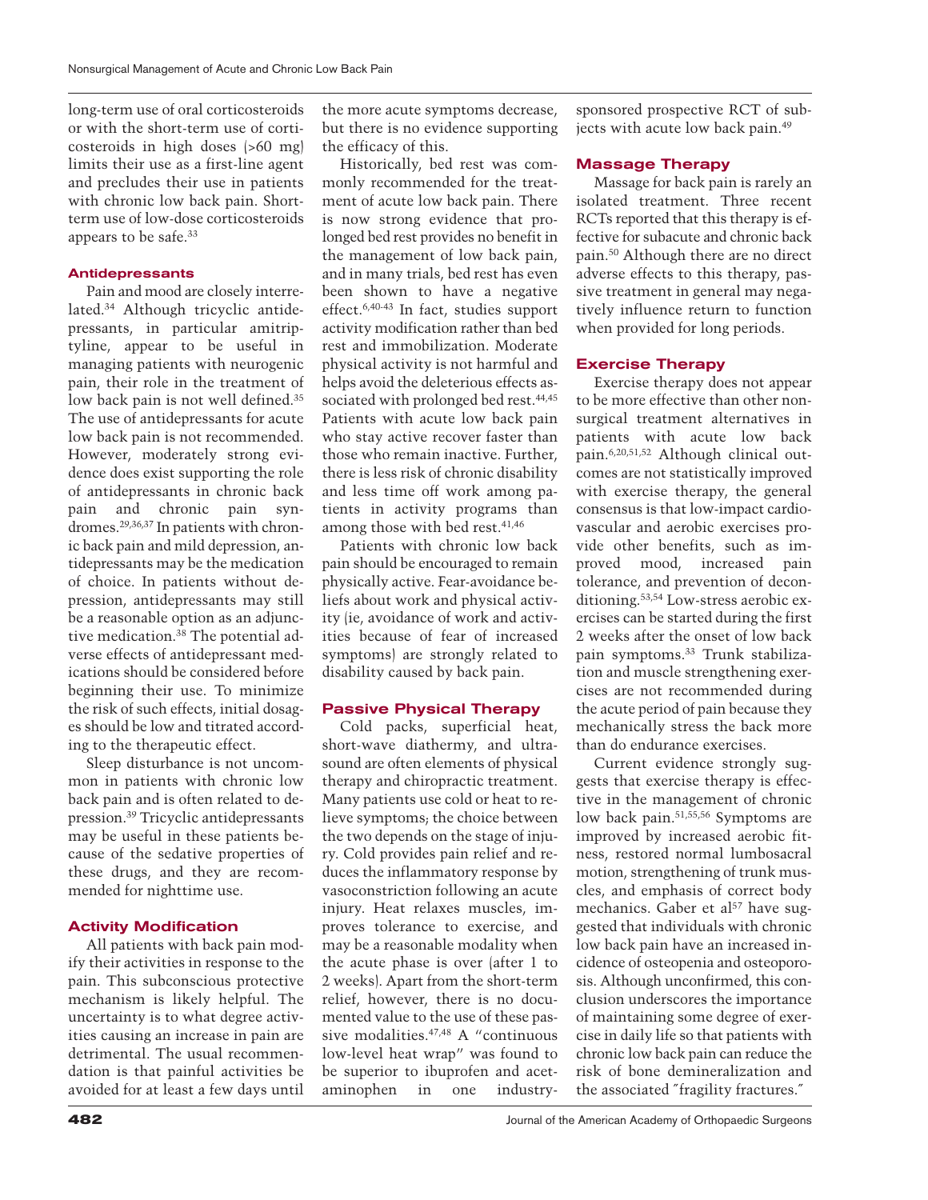long-term use of oral corticosteroids or with the short-term use of corticosteroids in high doses (>60 mg) limits their use as a first-line agent and precludes their use in patients with chronic low back pain. Short-term use of low-dose corticosteroids appears to be safe.[33]

### Antidepressants

Pain and mood are closely interrelated.[34] Although tricyclic antidepressants, in particular amitriptyline, appear to be useful in managing patients with neurogenic pain, their role in the treatment of low back pain is not well defined.[35] The use of antidepressants for acute low back pain is not recommended. However, moderately strong evidence does exist supporting the role of antidepressants in chronic back pain and chronic pain syndromes.[29,36,37] In patients with chronic back pain and mild depression, antidepressants may be the medication of choice. In patients without depression, antidepressants may still be a reasonable option as an adjunctive medication.[38] The potential adverse effects of antidepressant medications should be considered before beginning their use. To minimize the risk of such effects, initial dosages should be low and titrated according to the therapeutic effect.

Sleep disturbance is not uncommon in patients with chronic low back pain and is often related to depression.[39] Tricyclic antidepressants may be useful in these patients because of the sedative properties of these drugs, and they are recommended for nighttime use.

### Activity Modification

All patients with back pain modify their activities in response to the pain. This subconscious protective mechanism is likely helpful. The uncertainty is to what degree activities causing an increase in pain are detrimental. The usual recommendation is that painful activities be avoided for at least a few days until the more acute symptoms decrease, but there is no evidence supporting the efficacy of this.

Historically, bed rest was commonly recommended for the treatment of acute low back pain. There is now strong evidence that prolonged bed rest provides no benefit in the management of low back pain, and in many trials, bed rest has even been shown to have a negative effect.[6,40-43] In fact, studies support activity modification rather than bed rest and immobilization. Moderate physical activity is not harmful and helps avoid the deleterious effects associated with prolonged bed rest.[44,45] Patients with acute low back pain who stay active recover faster than those who remain inactive. Further, there is less risk of chronic disability and less time off work among patients in activity programs than among those with bed rest.[41,46]

Patients with chronic low back pain should be encouraged to remain physically active. Fear-avoidance beliefs about work and physical activity (ie, avoidance of work and activities because of fear of increased symptoms) are strongly related to disability caused by back pain.

### Passive Physical Therapy

Cold packs, superficial heat, short-wave diathermy, and ultrasound are often elements of physical therapy and chiropractic treatment. Many patients use cold or heat to relieve symptoms; the choice between the two depends on the stage of injury. Cold provides pain relief and reduces the inflammatory response by vasoconstriction following an acute injury. Heat relaxes muscles, improves tolerance to exercise, and may be a reasonable modality when the acute phase is over (after 1 to 2 weeks). Apart from the short-term relief, however, there is no documented value to the use of these passive modalities.[47,48] A "continuous low-level heat wrap" was found to be superior to ibuprofen and acetaminophen in one industry-sponsored prospective RCT of subjects with acute low back pain.[49]

### Massage Therapy

Massage for back pain is rarely an isolated treatment. Three recent RCTs reported that this therapy is effective for subacute and chronic back pain.[50] Although there are no direct adverse effects to this therapy, passive treatment in general may negatively influence return to function when provided for long periods.

### Exercise Therapy

Exercise therapy does not appear to be more effective than other nonsurgical treatment alternatives in patients with acute low back pain.[6,20,51,52] Although clinical outcomes are not statistically improved with exercise therapy, the general consensus is that low-impact cardiovascular and aerobic exercises provide other benefits, such as improved mood, increased pain tolerance, and prevention of deconditioning.[53,54] Low-stress aerobic exercises can be started during the first 2 weeks after the onset of low back pain symptoms.[33] Trunk stabilization and muscle strengthening exercises are not recommended during the acute period of pain because they mechanically stress the back more than do endurance exercises.

Current evidence strongly suggests that exercise therapy is effective in the management of chronic low back pain.[51,55,56] Symptoms are improved by increased aerobic fitness, restored normal lumbosacral motion, strengthening of trunk muscles, and emphasis of correct body mechanics. Gaber et al[57] have suggested that individuals with chronic low back pain have an increased incidence of osteopenia and osteoporosis. Although unconfirmed, this conclusion underscores the importance of maintaining some degree of exercise in daily life so that patients with chronic low back pain can reduce the risk of bone demineralization and the associated "fragility fractures."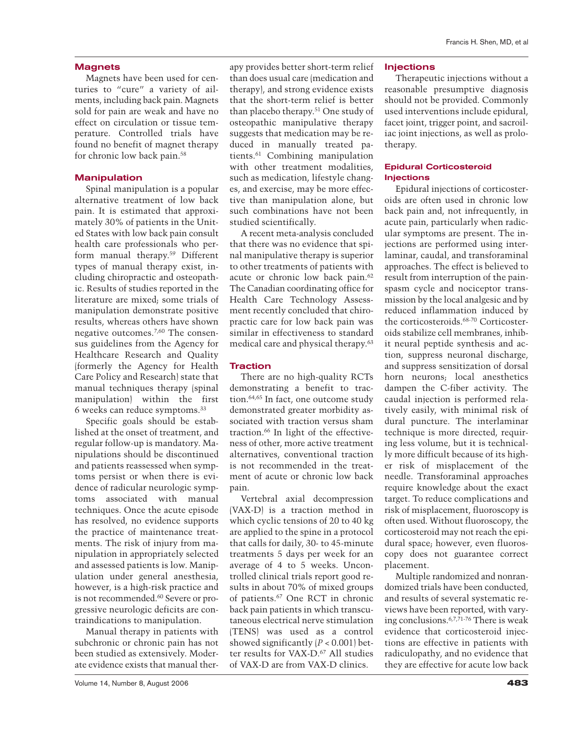## Magnets

Magnets have been used for centuries to "cure" a variety of ailments, including back pain. Magnets sold for pain are weak and have no effect on circulation or tissue temperature. Controlled trials have found no benefit of magnet therapy for chronic low back pain.[58]

## Manipulation

Spinal manipulation is a popular alternative treatment of low back pain. It is estimated that approximately 30% of patients in the United States with low back pain consult health care professionals who perform manual therapy.[59] Different types of manual therapy exist, including chiropractic and osteopathic. Results of studies reported in the literature are mixed; some trials of manipulation demonstrate positive results, whereas others have shown negative outcomes.[7,60] The consensus guidelines from the Agency for Healthcare Research and Quality (formerly the Agency for Health Care Policy and Research) state that manual techniques therapy (spinal manipulation) within the first 6 weeks can reduce symptoms.[33]

Specific goals should be established at the onset of treatment, and regular follow-up is mandatory. Manipulations should be discontinued and patients reassessed when symptoms persist or when there is evidence of radicular neurologic symptoms associated with manual techniques. Once the acute episode has resolved, no evidence supports the practice of maintenance treatments. The risk of injury from manipulation in appropriately selected and assessed patients is low. Manipulation under general anesthesia, however, is a high-risk practice and is not recommended.[60] Severe or progressive neurologic deficits are contraindications to manipulation.

Manual therapy in patients with subchronic or chronic pain has not been studied as extensively. Moderate evidence exists that manual therapy provides better short-term relief than does usual care (medication and therapy), and strong evidence exists that the short-term relief is better than placebo therapy.[51] One study of osteopathic manipulative therapy suggests that medication may be reduced in manually treated patients.[61] Combining manipulation with other treatment modalities, such as medication, lifestyle changes, and exercise, may be more effective than manipulation alone, but such combinations have not been studied scientifically.

A recent meta-analysis concluded that there was no evidence that spinal manipulative therapy is superior to other treatments of patients with acute or chronic low back pain.[62] The Canadian coordinating office for Health Care Technology Assessment recently concluded that chiropractic care for low back pain was similar in effectiveness to standard medical care and physical therapy.[63]

## Traction

There are no high-quality RCTs demonstrating a benefit to traction.[64,65] In fact, one outcome study demonstrated greater morbidity associated with traction versus sham traction.[66] In light of the effectiveness of other, more active treatment alternatives, conventional traction is not recommended in the treatment of acute or chronic low back pain.

Vertebral axial decompression (VAX-D) is a traction method in which cyclic tensions of 20 to 40 kg are applied to the spine in a protocol that calls for daily, 30- to 45-minute treatments 5 days per week for an average of 4 to 5 weeks. Uncontrolled clinical trials report good results in about 70% of mixed groups of patients.[67] One RCT in chronic back pain patients in which transcutaneous electrical nerve stimulation (TENS) was used as a control showed significantly ($P < 0.001$) better results for VAX-D.[67] All studies of VAX-D are from VAX-D clinics.

## Injections

Therapeutic injections without a reasonable presumptive diagnosis should not be provided. Commonly used interventions include epidural, facet joint, trigger point, and sacroiliac joint injections, as well as prolotherapy.

### Epidural Corticosteroid Injections

Epidural injections of corticosteroids are often used in chronic low back pain and, not infrequently, in acute pain, particularly when radicular symptoms are present. The injections are performed using interlaminar, caudal, and transforaminal approaches. The effect is believed to result from interruption of the pain-spasm cycle and nociceptor transmission by the local analgesic and by reduced inflammation induced by the corticosteroids.[68-70] Corticosteroids stabilize cell membranes, inhibit neural peptide synthesis and action, suppress neuronal discharge, and suppress sensitization of dorsal horn neurons; local anesthetics dampen the C-fiber activity. The caudal injection is performed relatively easily, with minimal risk of dural puncture. The interlaminar technique is more directed, requiring less volume, but it is technically more difficult because of its higher risk of misplacement of the needle. Transforaminal approaches require knowledge about the exact target. To reduce complications and risk of misplacement, fluoroscopy is often used. Without fluoroscopy, the corticosteroid may not reach the epidural space; however, even fluoroscopy does not guarantee correct placement.

Multiple randomized and nonrandomized trials have been conducted, and results of several systematic reviews have been reported, with varying conclusions.[6,7,71-76] There is weak evidence that corticosteroid injections are effective in patients with radiculopathy, and no evidence that they are effective for acute low back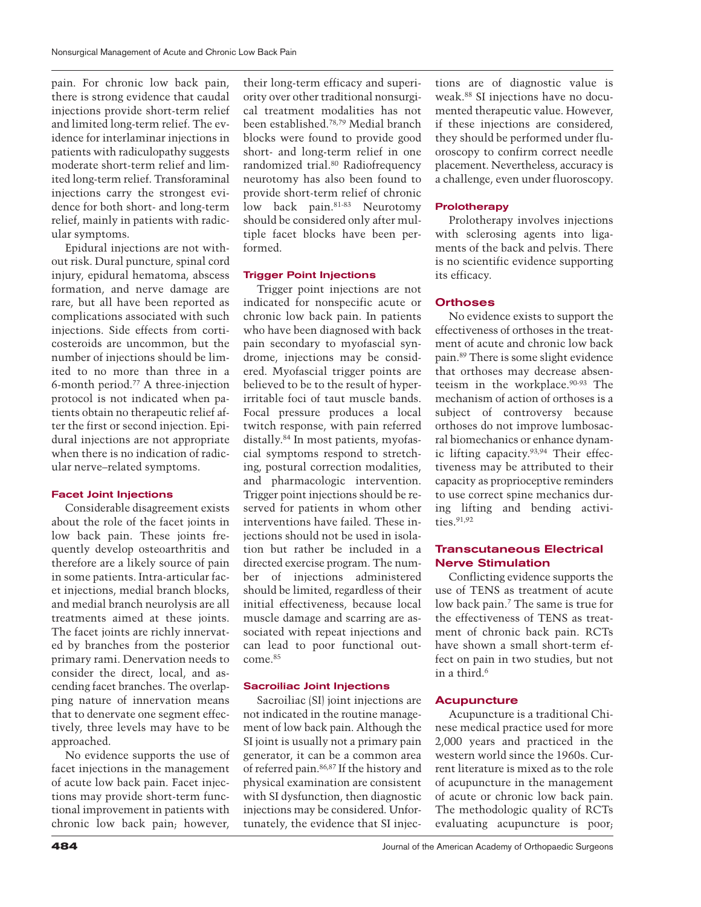pain. For chronic low back pain, there is strong evidence that caudal injections provide short-term relief and limited long-term relief. The evidence for interlaminar injections in patients with radiculopathy suggests moderate short-term relief and limited long-term relief. Transforaminal injections carry the strongest evidence for both short- and long-term relief, mainly in patients with radicular symptoms.

Epidural injections are not without risk. Dural puncture, spinal cord injury, epidural hematoma, abscess formation, and nerve damage are rare, but all have been reported as complications associated with such injections. Side effects from corticosteroids are uncommon, but the number of injections should be limited to no more than three in a 6-month period.[77] A three-injection protocol is not indicated when patients obtain no therapeutic relief after the first or second injection. Epidural injections are not appropriate when there is no indication of radicular nerve–related symptoms.

### Facet Joint Injections

Considerable disagreement exists about the role of the facet joints in low back pain. These joints frequently develop osteoarthritis and therefore are a likely source of pain in some patients. Intra-articular facet injections, medial branch blocks, and medial branch neurolysis are all treatments aimed at these joints. The facet joints are richly innervated by branches from the posterior primary rami. Denervation needs to consider the direct, local, and ascending facet branches. The overlapping nature of innervation means that to denervate one segment effectively, three levels may have to be approached.

No evidence supports the use of facet injections in the management of acute low back pain. Facet injections may provide short-term functional improvement in patients with chronic low back pain; however, their long-term efficacy and superiority over other traditional nonsurgical treatment modalities has not been established.[78,79] Medial branch blocks were found to provide good short- and long-term relief in one randomized trial.[80] Radiofrequency neurotomy has also been found to provide short-term relief of chronic low back pain.[81-83] Neurotomy should be considered only after multiple facet blocks have been performed.

### Trigger Point Injections

Trigger point injections are not indicated for nonspecific acute or chronic low back pain. In patients who have been diagnosed with back pain secondary to myofascial syndrome, injections may be considered. Myofascial trigger points are believed to be to the result of hyperirritable foci of taut muscle bands. Focal pressure produces a local twitch response, with pain referred distally.[84] In most patients, myofascial symptoms respond to stretching, postural correction modalities, and pharmacologic intervention. Trigger point injections should be reserved for patients in whom other interventions have failed. These injections should not be used in isolation but rather be included in a directed exercise program. The number of injections administered should be limited, regardless of their initial effectiveness, because local muscle damage and scarring are associated with repeat injections and can lead to poor functional outcome.[85]

### Sacroiliac Joint Injections

Sacroiliac (SI) joint injections are not indicated in the routine management of low back pain. Although the SI joint is usually not a primary pain generator, it can be a common area of referred pain.[86,87] If the history and physical examination are consistent with SI dysfunction, then diagnostic injections may be considered. Unfortunately, the evidence that SI injections are of diagnostic value is weak.[88] SI injections have no documented therapeutic value. However, if these injections are considered, they should be performed under fluoroscopy to confirm correct needle placement. Nevertheless, accuracy is a challenge, even under fluoroscopy.

### Prolotherapy

Prolotherapy involves injections with sclerosing agents into ligaments of the back and pelvis. There is no scientific evidence supporting its efficacy.

### Orthoses

No evidence exists to support the effectiveness of orthoses in the treatment of acute and chronic low back pain.[89] There is some slight evidence that orthoses may decrease absenteeism in the workplace.[90-93] The mechanism of action of orthoses is a subject of controversy because orthoses do not improve lumbosacral biomechanics or enhance dynamic lifting capacity.[93,94] Their effectiveness may be attributed to their capacity as proprioceptive reminders to use correct spine mechanics during lifting and bending activities.[91,92]

### Transcutaneous Electrical Nerve Stimulation

Conflicting evidence supports the use of TENS as treatment of acute low back pain.[7] The same is true for the effectiveness of TENS as treatment of chronic back pain. RCTs have shown a small short-term effect on pain in two studies, but not in a third.[6]

### Acupuncture

Acupuncture is a traditional Chinese medical practice used for more 2,000 years and practiced in the western world since the 1960s. Current literature is mixed as to the role of acupuncture in the management of acute or chronic low back pain. The methodologic quality of RCTs evaluating acupuncture is poor;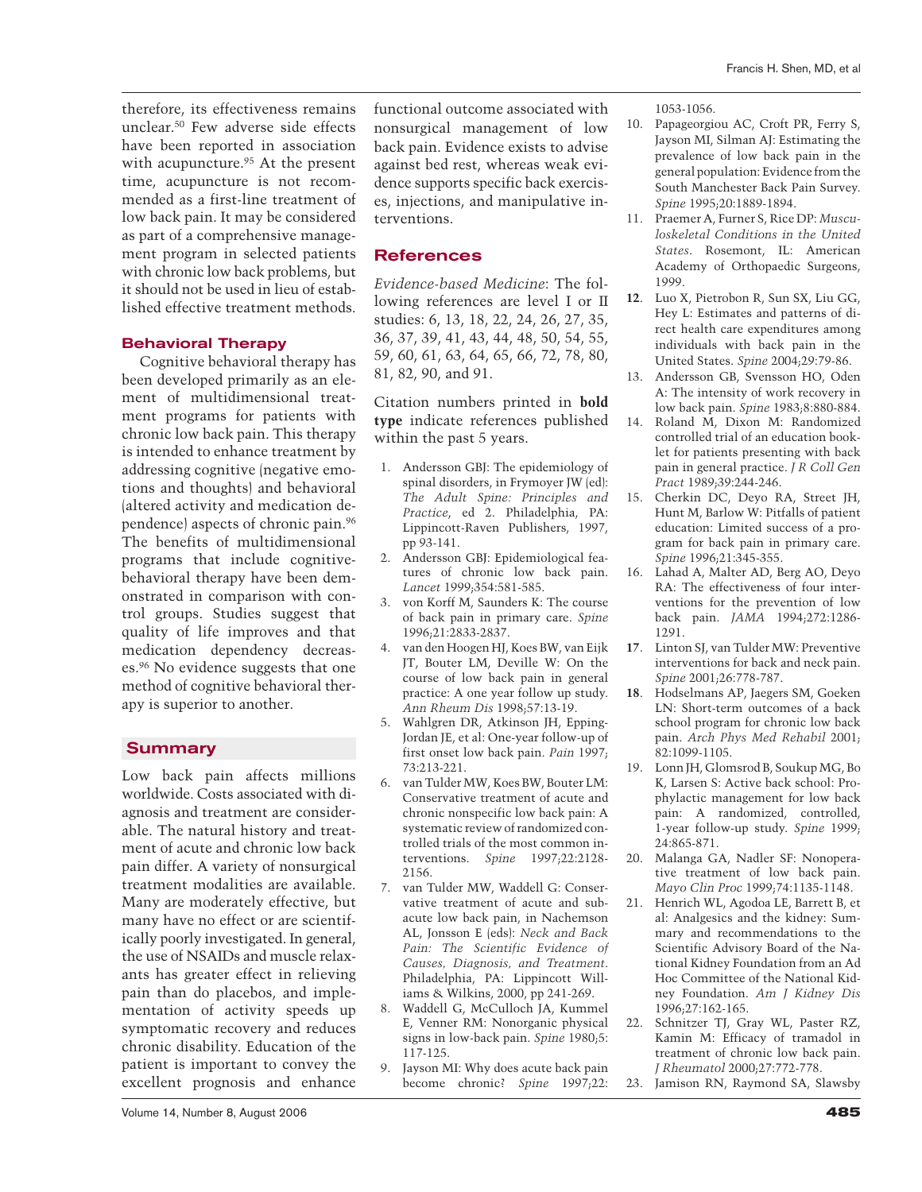therefore, its effectiveness remains unclear.[50] Few adverse side effects have been reported in association with acupuncture.[95] At the present time, acupuncture is not recommended as a first-line treatment of low back pain. It may be considered as part of a comprehensive management program in selected patients with chronic low back problems, but it should not be used in lieu of established effective treatment methods.

### Behavioral Therapy

Cognitive behavioral therapy has been developed primarily as an element of multidimensional treatment programs for patients with chronic low back pain. This therapy is intended to enhance treatment by addressing cognitive (negative emotions and thoughts) and behavioral (altered activity and medication dependence) aspects of chronic pain.[96] The benefits of multidimensional programs that include cognitive-behavioral therapy have been demonstrated in comparison with control groups. Studies suggest that quality of life improves and that medication dependency decreases.[96] No evidence suggests that one method of cognitive behavioral therapy is superior to another.

## Summary

Low back pain affects millions worldwide. Costs associated with diagnosis and treatment are considerable. The natural history and treatment of acute and chronic low back pain differ. A variety of nonsurgical treatment modalities are available. Many are moderately effective, but many have no effect or are scientifically poorly investigated. In general, the use of NSAIDs and muscle relaxants has greater effect in relieving pain than do placebos, and implementation of activity speeds up symptomatic recovery and reduces chronic disability. Education of the patient is important to convey the excellent prognosis and enhance functional outcome associated with nonsurgical management of low back pain. Evidence exists to advise against bed rest, whereas weak evidence supports specific back exercises, injections, and manipulative interventions.

## References

*Evidence-based Medicine*: The following references are level I or II studies: 6, 13, 18, 22, 24, 26, 27, 35, 36, 37, 39, 41, 43, 44, 48, 50, 54, 55, 59, 60, 61, 63, 64, 65, 66, 72, 78, 80, 81, 82, 90, and 91.

Citation numbers printed in **bold type** indicate references published within the past 5 years.

1. Andersson GBJ: The epidemiology of spinal disorders, in Frymoyer JW (ed): *The Adult Spine: Principles and Practice*, ed 2. Philadelphia, PA: Lippincott-Raven Publishers, 1997, pp 93-141.
2. Andersson GBJ: Epidemiological features of chronic low back pain. *Lancet* 1999;354:581-585.
3. von Korff M, Saunders K: The course of back pain in primary care. *Spine* 1996;21:2833-2837.
4. van den Hoogen HJ, Koes BW, van Eijk JT, Bouter LM, Deville W: On the course of low back pain in general practice: A one year follow up study. *Ann Rheum Dis* 1998;57:13-19.
5. Wahlgren DR, Atkinson JH, Epping-Jordan JE, et al: One-year follow-up of first onset low back pain. *Pain* 1997;73:213-221.
6. van Tulder MW, Koes BW, Bouter LM: Conservative treatment of acute and chronic nonspecific low back pain: A systematic review of randomized controlled trials of the most common interventions. *Spine* 1997;22:2128-2156.
7. van Tulder MW, Waddell G: Conservative treatment of acute and subacute low back pain, in Nachemson AL, Jonsson E (eds): *Neck and Back Pain: The Scientific Evidence of Causes, Diagnosis, and Treatment*. Philadelphia, PA: Lippincott Williams & Wilkins, 2000, pp 241-269.
8. Waddell G, McCulloch JA, Kummel E, Venner RM: Nonorganic physical signs in low-back pain. *Spine* 1980;5:117-125.
9. Jayson MI: Why does acute back pain become chronic? *Spine* 1997;22:1053-1056.
10. Papageorgiou AC, Croft PR, Ferry S, Jayson MI, Silman AJ: Estimating the prevalence of low back pain in the general population: Evidence from the South Manchester Back Pain Survey. *Spine* 1995;20:1889-1894.
11. Praemer A, Furner S, Rice DP: *Musculoskeletal Conditions in the United States*. Rosemont, IL: American Academy of Orthopaedic Surgeons, 1999.
12. **12**. Luo X, Pietrobon R, Sun SX, Liu GG, Hey L: Estimates and patterns of direct health care expenditures among individuals with back pain in the United States. *Spine* 2004;29:79-86.
13. Andersson GB, Svensson HO, Oden A: The intensity of work recovery in low back pain. *Spine* 1983;8:880-884.
14. Roland M, Dixon M: Randomized controlled trial of an education booklet for patients presenting with back pain in general practice. *J R Coll Gen Pract* 1989;39:244-246.
15. Cherkin DC, Deyo RA, Street JH, Hunt M, Barlow W: Pitfalls of patient education: Limited success of a program for back pain in primary care. *Spine* 1996;21:345-355.
16. Lahad A, Malter AD, Berg AO, Deyo RA: The effectiveness of four interventions for the prevention of low back pain. *JAMA* 1994;272:1286-1291.
17. **17**. Linton SJ, van Tulder MW: Preventive interventions for back and neck pain. *Spine* 2001;26:778-787.
18. **18**. Hodselmans AP, Jaegers SM, Goeken LN: Short-term outcomes of a back school program for chronic low back pain. *Arch Phys Med Rehabil* 2001;82:1099-1105.
19. Lonn JH, Glomsrod B, Soukup MG, Bo K, Larsen S: Active back school: Prophylactic management for low back pain: A randomized, controlled, 1-year follow-up study. *Spine* 1999;24:865-871.
20. Malanga GA, Nadler SF: Nonoperative treatment of low back pain. *Mayo Clin Proc* 1999;74:1135-1148.
21. Henrich WL, Agodoa LE, Barrett B, et al: Analgesics and the kidney: Summary and recommendations to the Scientific Advisory Board of the National Kidney Foundation from an Ad Hoc Committee of the National Kidney Foundation. *Am J Kidney Dis* 1996;27:162-165.
22. Schnitzer TJ, Gray WL, Paster RZ, Kamin M: Efficacy of tramadol in treatment of chronic low back pain. *J Rheumatol* 2000;27:772-778.
23. Jamison RN, Raymond SA, Slawsby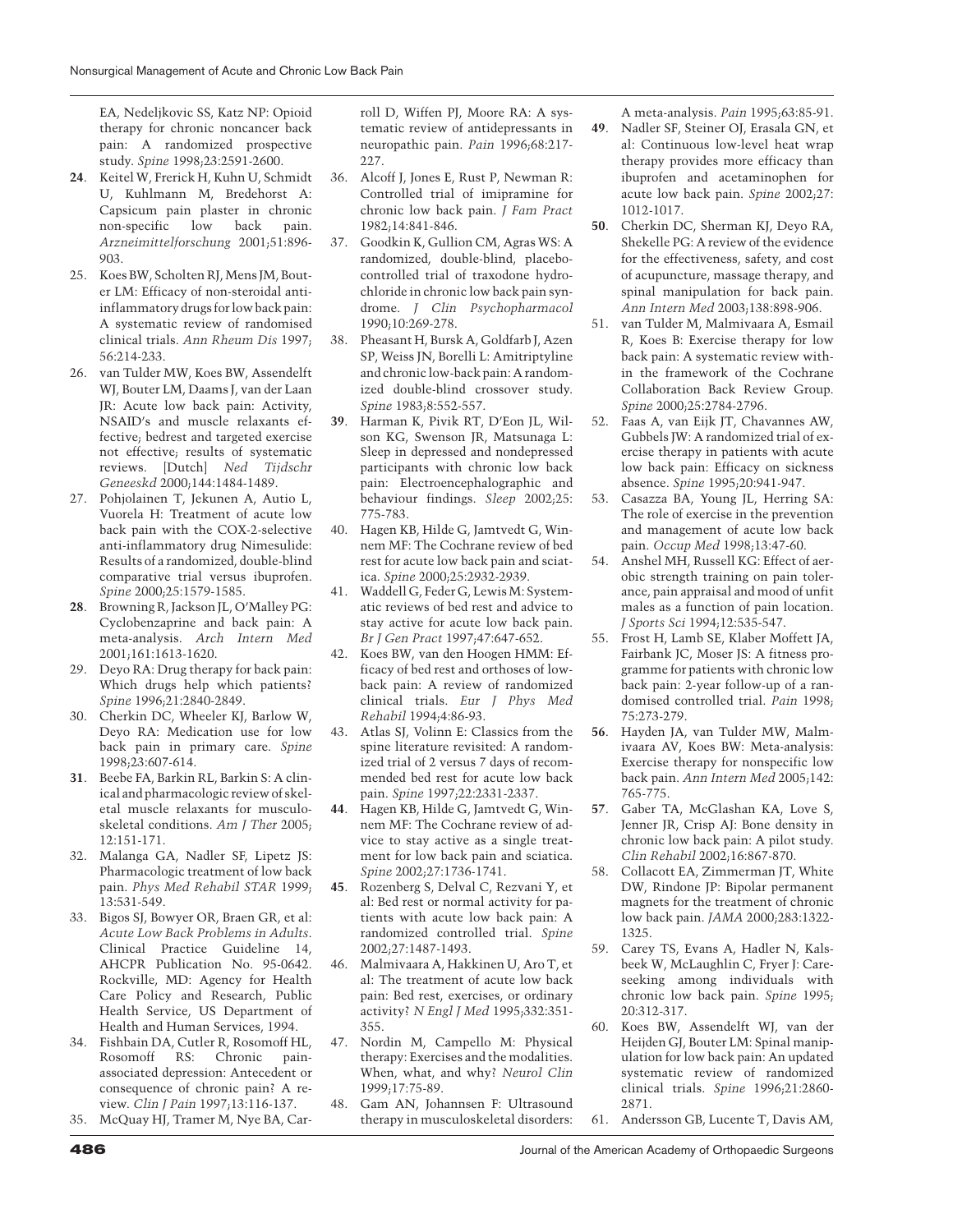EA, Nedeljkovic SS, Katz NP: Opioid therapy for chronic noncancer back pain: A randomized prospective study. *Spine* 1998;23:2591-2600.

**24**. Keitel W, Frerick H, Kuhn U, Schmidt U, Kuhlmann M, Bredehorst A: Capsicum pain plaster in chronic non-specific low back pain. *Arzneimittelforschung* 2001;51:896-903.

25. Koes BW, Scholten RJ, Mens JM, Bouter LM: Efficacy of non-steroidal anti-inflammatory drugs for low back pain: A systematic review of randomised clinical trials. *Ann Rheum Dis* 1997;56:214-233.

26. van Tulder MW, Koes BW, Assendelft WJ, Bouter LM, Daams J, van der Laan JR: Acute low back pain: Activity, NSAID's and muscle relaxants effective; bedrest and targeted exercise not effective; results of systematic reviews. [Dutch] *Ned Tijdschr Geneeskd* 2000;144:1484-1489.

27. Pohjolainen T, Jekunen A, Autio L, Vuorela H: Treatment of acute low back pain with the COX-2-selective anti-inflammatory drug Nimesulide: Results of a randomized, double-blind comparative trial versus ibuprofen. *Spine* 2000;25:1579-1585.

**28**. Browning R, Jackson JL, O'Malley PG: Cyclobenzaprine and back pain: A meta-analysis. *Arch Intern Med* 2001;161:1613-1620.

29. Deyo RA: Drug therapy for back pain: Which drugs help which patients? *Spine* 1996;21:2840-2849.

30. Cherkin DC, Wheeler KJ, Barlow W, Deyo RA: Medication use for low back pain in primary care. *Spine* 1998;23:607-614.

**31**. Beebe FA, Barkin RL, Barkin S: A clinical and pharmacologic review of skeletal muscle relaxants for musculoskeletal conditions. *Am J Ther* 2005;12:151-171.

32. Malanga GA, Nadler SF, Lipetz JS: Pharmacologic treatment of low back pain. *Phys Med Rehabil STAR* 1999;13:531-549.

33. Bigos SJ, Bowyer OR, Braen GR, et al: *Acute Low Back Problems in Adults*. Clinical Practice Guideline 14, AHCPR Publication No. 95-0642. Rockville, MD: Agency for Health Care Policy and Research, Public Health Service, US Department of Health and Human Services, 1994.

34. Fishbain DA, Cutler R, Rosomoff HL, Rosomoff RS: Chronic pain-associated depression: Antecedent or consequence of chronic pain? A review. *Clin J Pain* 1997;13:116-137.

35. McQuay HJ, Tramer M, Nye BA, Carroll D, Wiffen PJ, Moore RA: A systematic review of antidepressants in neuropathic pain. *Pain* 1996;68:217-227.

36. Alcoff J, Jones E, Rust P, Newman R: Controlled trial of imipramine for chronic low back pain. *J Fam Pract* 1982;14:841-846.

37. Goodkin K, Gullion CM, Agras WS: A randomized, double-blind, placebo-controlled trial of traxodone hydrochloride in chronic low back pain syndrome. *J Clin Psychopharmacol* 1990;10:269-278.

38. Pheasant H, Bursk A, Goldfarb J, Azen SP, Weiss JN, Borelli L: Amitriptyline and chronic low-back pain: A randomized double-blind crossover study. *Spine* 1983;8:552-557.

**39**. Harman K, Pivik RT, D'Eon JL, Wilson KG, Swenson JR, Matsunaga L: Sleep in depressed and nondepressed participants with chronic low back pain: Electroencephalographic and behaviour findings. *Sleep* 2002;25:775-783.

40. Hagen KB, Hilde G, Jamtvedt G, Winnem MF: The Cochrane review of bed rest for acute low back pain and sciatica. *Spine* 2000;25:2932-2939.

41. Waddell G, Feder G, Lewis M: Systematic reviews of bed rest and advice to stay active for acute low back pain. *Br J Gen Pract* 1997;47:647-652.

42. Koes BW, van den Hoogen HMM: Efficacy of bed rest and orthoses of low-back pain: A review of randomized clinical trials. *Eur J Phys Med Rehabil* 1994;4:86-93.

43. Atlas SJ, Volinn E: Classics from the spine literature revisited: A randomized trial of 2 versus 7 days of recommended bed rest for acute low back pain. *Spine* 1997;22:2331-2337.

**44**. Hagen KB, Hilde G, Jamtvedt G, Winnem MF: The Cochrane review of advice to stay active as a single treatment for low back pain and sciatica. *Spine* 2002;27:1736-1741.

**45**. Rozenberg S, Delval C, Rezvani Y, et al: Bed rest or normal activity for patients with acute low back pain: A randomized controlled trial. *Spine* 2002;27:1487-1493.

46. Malmivaara A, Hakkinen U, Aro T, et al: The treatment of acute low back pain: Bed rest, exercises, or ordinary activity? *N Engl J Med* 1995;332:351-355.

47. Nordin M, Campello M: Physical therapy: Exercises and the modalities. When, what, and why? *Neurol Clin* 1999;17:75-89.

48. Gam AN, Johannsen F: Ultrasound therapy in musculoskeletal disorders: A meta-analysis. *Pain* 1995;63:85-91.

**49**. Nadler SF, Steiner OJ, Erasala GN, et al: Continuous low-level heat wrap therapy provides more efficacy than ibuprofen and acetaminophen for acute low back pain. *Spine* 2002;27:1012-1017.

**50**. Cherkin DC, Sherman KJ, Deyo RA, Shekelle PG: A review of the evidence for the effectiveness, safety, and cost of acupuncture, massage therapy, and spinal manipulation for back pain. *Ann Intern Med* 2003;138:898-906.

51. van Tulder M, Malmivaara A, Esmail R, Koes B: Exercise therapy for low back pain: A systematic review within the framework of the Cochrane Collaboration Back Review Group. *Spine* 2000;25:2784-2796.

52. Faas A, van Eijk JT, Chavannes AW, Gubbels JW: A randomized trial of exercise therapy in patients with acute low back pain: Efficacy on sickness absence. *Spine* 1995;20:941-947.

53. Casazza BA, Young JL, Herring SA: The role of exercise in the prevention and management of acute low back pain. *Occup Med* 1998;13:47-60.

54. Anshel MH, Russell KG: Effect of aerobic strength training on pain tolerance, pain appraisal and mood of unfit males as a function of pain location. *J Sports Sci* 1994;12:535-547.

55. Frost H, Lamb SE, Klaber Moffett JA, Fairbank JC, Moser JS: A fitness programme for patients with chronic low back pain: 2-year follow-up of a randomised controlled trial. *Pain* 1998;75:273-279.

**56**. Hayden JA, van Tulder MW, Malmivaara AV, Koes BW: Meta-analysis: Exercise therapy for nonspecific low back pain. *Ann Intern Med* 2005;142:765-775.

**57**. Gaber TA, McGlashan KA, Love S, Jenner JR, Crisp AJ: Bone density in chronic low back pain: A pilot study. *Clin Rehabil* 2002;16:867-870.

58. Collacott EA, Zimmerman JT, White DW, Rindone JP: Bipolar permanent magnets for the treatment of chronic low back pain. *JAMA* 2000;283:1322-1325.

59. Carey TS, Evans A, Hadler N, Kalsbeek W, McLaughlin C, Fryer J: Care-seeking among individuals with chronic low back pain. *Spine* 1995;20:312-317.

60. Koes BW, Assendelft WJ, van der Heijden GJ, Bouter LM: Spinal manipulation for low back pain: An updated systematic review of randomized clinical trials. *Spine* 1996;21:2860-2871.

61. Andersson GB, Lucente T, Davis AM,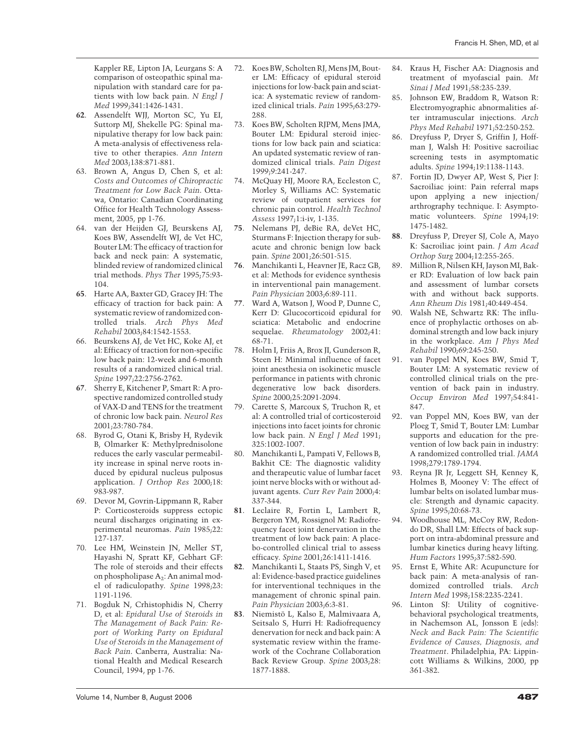Kappler RE, Lipton JA, Leurgans S: A comparison of osteopathic spinal manipulation with standard care for patients with low back pain. *N Engl J Med* 1999;341:1426-1431.

**62**. Assendelft WJJ, Morton SC, Yu EI, Suttorp MJ, Shekelle PG: Spinal manipulative therapy for low back pain: A meta-analysis of effectiveness relative to other therapies. *Ann Intern Med* 2003;138:871-881.

63. Brown A, Angus D, Chen S, et al: *Costs and Outcomes of Chiropractic Treatment for Low Back Pain*. Ottawa, Ontario: Canadian Coordinating Office for Health Technology Assessment, 2005, pp 1-76.

64. van der Heijden GJ, Beurskens AJ, Koes BW, Assendelft WJ, de Vet HC, Bouter LM: The efficacy of traction for back and neck pain: A systematic, blinded review of randomized clinical trial methods. *Phys Ther* 1995;75:93-104.

**65**. Harte AA, Baxter GD, Gracey JH: The efficacy of traction for back pain: A systematic review of randomized controlled trials. *Arch Phys Med Rehabil* 2003;84:1542-1553.

66. Beurskens AJ, de Vet HC, Koke AJ, et al: Efficacy of traction for non-specific low back pain: 12-week and 6-month results of a randomized clinical trial. *Spine* 1997;22:2756-2762.

**67**. Sherry E, Kitchener P, Smart R: A prospective randomized controlled study of VAX-D and TENS for the treatment of chronic low back pain. *Neurol Res* 2001;23:780-784.

68. Byrod G, Otani K, Brisby H, Rydevik B, Olmarker K: Methylprednisolone reduces the early vascular permeability increase in spinal nerve roots induced by epidural nucleus pulposus application. *J Orthop Res* 2000;18: 983-987.

69. Devor M, Govrin-Lippmann R, Raber P: Corticosteroids suppress ectopic neural discharges originating in experimental neuromas. *Pain* 1985;22: 127-137.

70. Lee HM, Weinstein JN, Meller ST, Hayashi N, Spratt KF, Gebhart GF: The role of steroids and their effects on phospholipase $A_2$: An animal model of radiculopathy. *Spine* 1998;23: 1191-1196.

71. Bogduk N, Crhistophidis N, Cherry D, et al: *Epidural Use of Steroids in The Management of Back Pain: Report of Working Party on Epidural Use of Steroids in the Management of Back Pain*. Canberra, Australia: National Health and Medical Research Council, 1994, pp 1-76.

72. Koes BW, Scholten RJ, Mens JM, Bouter LM: Efficacy of epidural steroid injections for low-back pain and sciatica: A systematic review of randomized clinical trials. *Pain* 1995;63:279-288.

73. Koes BW, Scholten RJPM, Mens JMA, Bouter LM: Epidural steroid injections for low back pain and sciatica: An updated systematic review of randomized clinical trials. *Pain Digest* 1999;9:241-247.

74. McQuay HJ, Moore RA, Eccleston C, Morley S, Williams AC: Systematic review of outpatient services for chronic pain control. *Health Technol Assess* 1997;1:i-iv, 1-135.

**75**. Nelemans PJ, deBie RA, deVet HC, Sturmans F: Injection therapy for subacute and chronic benign low back pain. *Spine* 2001;26:501-515.

**76**. Manchikanti L, Heavner JE, Racz GB, et al: Methods for evidence synthesis in interventional pain management. *Pain Physician* 2003;6:89-111.

**77**. Ward A, Watson J, Wood P, Dunne C, Kerr D: Glucocorticoid epidural for sciatica: Metabolic and endocrine sequelae. *Rheumatology* 2002;41: 68-71.

78. Holm I, Friis A, Brox JI, Gunderson R, Steen H: Minimal influence of facet joint anesthesia on isokinetic muscle performance in patients with chronic degenerative low back disorders. *Spine* 2000;25:2091-2094.

79. Carette S, Marcoux S, Truchon R, et al: A controlled trial of corticosteroid injections into facet joints for chronic low back pain. *N Engl J Med* 1991; 325:1002-1007.

80. Manchikanti L, Pampati V, Fellows B, Bakhit CE: The diagnostic validity and therapeutic value of lumbar facet joint nerve blocks with or without adjuvant agents. *Curr Rev Pain* 2000;4: 337-344.

**81**. Leclaire R, Fortin L, Lambert R, Bergeron YM, Rossignol M: Radiofrequency facet joint denervation in the treatment of low back pain: A placebo-controlled clinical trial to assess efficacy. *Spine* 2001;26:1411-1416.

**82**. Manchikanti L, Staats PS, Singh V, et al: Evidence-based practice guidelines for interventional techniques in the management of chronic spinal pain. *Pain Physician* 2003;6:3-81.

**83**. Niemistö L, Kalso E, Malmivaara A, Seitsalo S, Hurri H: Radiofrequency denervation for neck and back pain: A systematic review within the framework of the Cochrane Collaboration Back Review Group. *Spine* 2003;28: 1877-1888.

84. Kraus H, Fischer AA: Diagnosis and treatment of myofascial pain. *Mt Sinai J Med* 1991;58:235-239.

85. Johnson EW, Braddom R, Watson R: Electromyographic abnormalities after intramuscular injections. *Arch Phys Med Rehabil* 1971;52:250-252.

86. Dreyfuss P, Dryer S, Griffin J, Hoffman J, Walsh H: Positive sacroiliac screening tests in asymptomatic adults. *Spine* 1994;19:1138-1143.

87. Fortin JD, Dwyer AP, West S, Pier J: Sacroiliac joint: Pain referral maps upon applying a new injection/arthrography technique. I: Asymptomatic volunteers. *Spine* 1994;19: 1475-1482.

**88**. Dreyfuss P, Dreyer SJ, Cole A, Mayo K: Sacroiliac joint pain. *J Am Acad Orthop Surg* 2004;12:255-265.

89. Million R, Nilsen KH, Jayson MI, Baker RD: Evaluation of low back pain and assessment of lumbar corsets with and without back supports. *Ann Rheum Dis* 1981;40:449-454.

90. Walsh NE, Schwartz RK: The influence of prophylactic orthoses on abdominal strength and low back injury in the workplace. *Am J Phys Med Rehabil* 1990;69:245-250.

91. van Poppel MN, Koes BW, Smid T, Bouter LM: A systematic review of controlled clinical trials on the prevention of back pain in industry. *Occup Environ Med* 1997;54:841-847.

92. van Poppel MN, Koes BW, van der Ploeg T, Smid T, Bouter LM: Lumbar supports and education for the prevention of low back pain in industry: A randomized controlled trial. *JAMA* 1998;279:1789-1794.

93. Reyna JR Jr, Leggett SH, Kenney K, Holmes B, Mooney V: The effect of lumbar belts on isolated lumbar muscle: Strength and dynamic capacity. *Spine* 1995;20:68-73.

94. Woodhouse ML, McCoy RW, Redondo DR, Shall LM: Effects of back support on intra-abdominal pressure and lumbar kinetics during heavy lifting. *Hum Factors* 1995;37:582-590.

95. Ernst E, White AR: Acupuncture for back pain: A meta-analysis of randomized controlled trials. *Arch Intern Med* 1998;158:2235-2241.

96. Linton SJ: Utility of cognitive-behavioral psychological treatments, in Nachemson AL, Jonsson E (eds): *Neck and Back Pain: The Scientific Evidence of Causes, Diagnosis, and Treatment*. Philadelphia, PA: Lippincott Williams & Wilkins, 2000, pp 361-382.